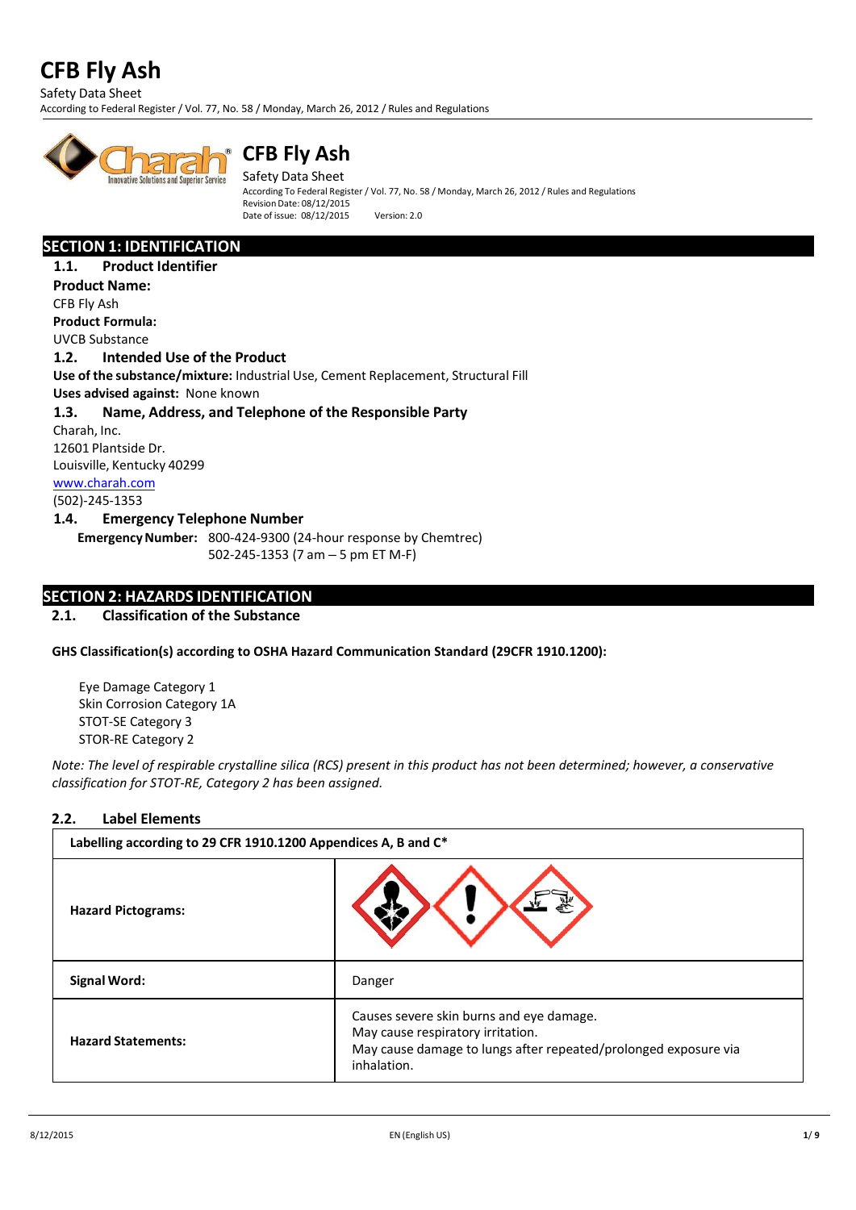# CFB Fly Ash

Safety Data Sheet

According To Federal Register / Vol. 77, No. 58 / Monday, March 26, 2012 / Rules and Regulations

Revision Date: 08/12/2015

Date of issue: 08/12/2015 Version: 2.0

## SECTION 1: IDENTIFICATION

### 1.1. Product Identifier

**Product Name:**

CFB Fly Ash

**Product Formula:**

UVCB Substance

### 1.2. Intended Use of the Product

**Use of the substance/mixture:** Industrial Use, Cement Replacement, Structural Fill

**Uses advised against:** None known

### 1.3. Name, Address, and Telephone of the Responsible Party

Charah, Inc.
12601 Plantside Dr.
Louisville, Kentucky 40299
www.charah.com
(502)-245-1353

### 1.4. Emergency Telephone Number

**Emergency Number:** 800-424-9300 (24-hour response by Chemtrec)
502-245-1353 (7 am – 5 pm ET M-F)

## SECTION 2: HAZARDS IDENTIFICATION

### 2.1. Classification of the Substance

**GHS Classification(s) according to OSHA Hazard Communication Standard (29CFR 1910.1200):**

Eye Damage Category 1
Skin Corrosion Category 1A
STOT-SE Category 3
STOR-RE Category 2

*Note: The level of respirable crystalline silica (RCS) present in this product has not been determined; however, a conservative classification for STOT-RE, Category 2 has been assigned.*

### 2.2. Label Elements

| Labelling according to 29 CFR 1910.1200 Appendices A, B and C* | |
|---|---|
| **Hazard Pictograms:** | |
| **Signal Word:** | Danger |
| **Hazard Statements:** | Causes severe skin burns and eye damage.<br>May cause respiratory irritation.<br>May cause damage to lungs after repeated/prolonged exposure via inhalation. |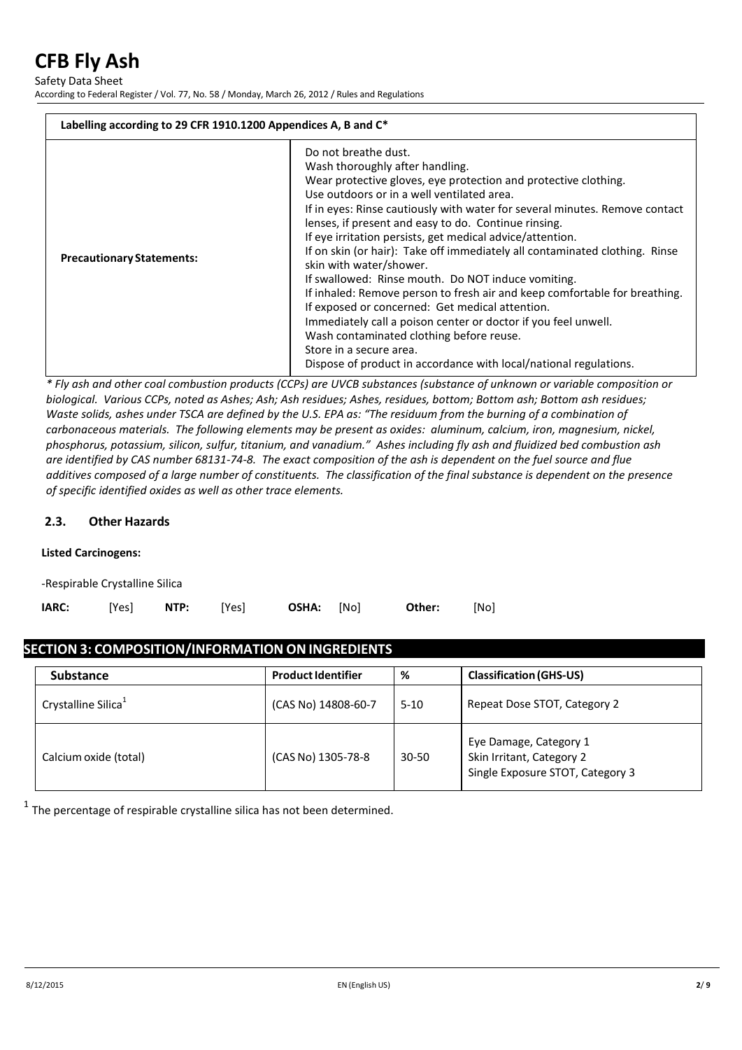| Labelling according to 29 CFR 1910.1200 Appendices A, B and C* | |
|---|---|
| **Precautionary Statements:** | Do not breathe dust.<br>Wash thoroughly after handling.<br>Wear protective gloves, eye protection and protective clothing.<br>Use outdoors or in a well ventilated area.<br>If in eyes: Rinse cautiously with water for several minutes. Remove contact lenses, if present and easy to do. Continue rinsing.<br>If eye irritation persists, get medical advice/attention.<br>If on skin (or hair): Take off immediately all contaminated clothing. Rinse skin with water/shower.<br>If swallowed: Rinse mouth. Do NOT induce vomiting.<br>If inhaled: Remove person to fresh air and keep comfortable for breathing.<br>If exposed or concerned: Get medical attention.<br>Immediately call a poison center or doctor if you feel unwell.<br>Wash contaminated clothing before reuse.<br>Store in a secure area.<br>Dispose of product in accordance with local/national regulations. |

*\* Fly ash and other coal combustion products (CCPs) are UVCB substances (substance of unknown or variable composition or biological. Various CCPs, noted as Ashes; Ash; Ash residues; Ashes, residues, bottom; Bottom ash; Bottom ash residues; Waste solids, ashes under TSCA are defined by the U.S. EPA as: "The residuum from the burning of a combination of carbonaceous materials. The following elements may be present as oxides: aluminum, calcium, iron, magnesium, nickel, phosphorus, potassium, silicon, sulfur, titanium, and vanadium." Ashes including fly ash and fluidized bed combustion ash are identified by CAS number 68131-74-8. The exact composition of the ash is dependent on the fuel source and flue additives composed of a large number of constituents. The classification of the final substance is dependent on the presence of specific identified oxides as well as other trace elements.*

### 2.3. Other Hazards

**Listed Carcinogens:**

-Respirable Crystalline Silica

**IARC:** [Yes] **NTP:** [Yes] **OSHA:** [No] **Other:** [No]

## SECTION 3: COMPOSITION/INFORMATION ON INGREDIENTS

| Substance | Product Identifier | % | Classification (GHS-US) |
|---|---|---|---|
| Crystalline Silica[1] | (CAS No) 14808-60-7 | 5-10 | Repeat Dose STOT, Category 2 |
| Calcium oxide (total) | (CAS No) 1305-78-8 | 30-50 | Eye Damage, Category 1<br>Skin Irritant, Category 2<br>Single Exposure STOT, Category 3 |

[1] The percentage of respirable crystalline silica has not been determined.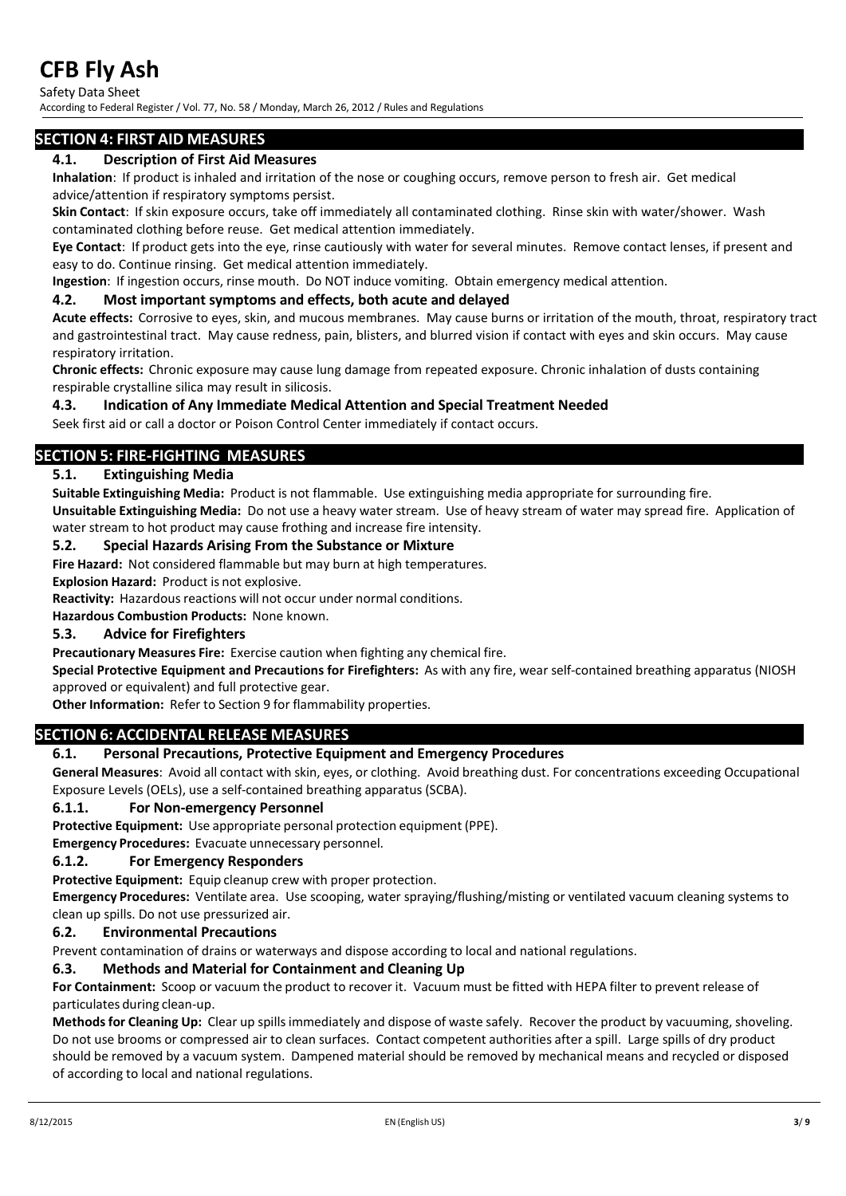## SECTION 4: FIRST AID MEASURES

### 4.1. Description of First Aid Measures

**Inhalation**: If product is inhaled and irritation of the nose or coughing occurs, remove person to fresh air. Get medical advice/attention if respiratory symptoms persist.

**Skin Contact**: If skin exposure occurs, take off immediately all contaminated clothing. Rinse skin with water/shower. Wash contaminated clothing before reuse. Get medical attention immediately.

**Eye Contact**: If product gets into the eye, rinse cautiously with water for several minutes. Remove contact lenses, if present and easy to do. Continue rinsing. Get medical attention immediately.

**Ingestion**: If ingestion occurs, rinse mouth. Do NOT induce vomiting. Obtain emergency medical attention.

### 4.2. Most important symptoms and effects, both acute and delayed

**Acute effects:** Corrosive to eyes, skin, and mucous membranes. May cause burns or irritation of the mouth, throat, respiratory tract and gastrointestinal tract. May cause redness, pain, blisters, and blurred vision if contact with eyes and skin occurs. May cause respiratory irritation.

**Chronic effects:** Chronic exposure may cause lung damage from repeated exposure. Chronic inhalation of dusts containing respirable crystalline silica may result in silicosis.

### 4.3. Indication of Any Immediate Medical Attention and Special Treatment Needed

Seek first aid or call a doctor or Poison Control Center immediately if contact occurs.

## SECTION 5: FIRE-FIGHTING MEASURES

### 5.1. Extinguishing Media

**Suitable Extinguishing Media:** Product is not flammable. Use extinguishing media appropriate for surrounding fire.

**Unsuitable Extinguishing Media:** Do not use a heavy water stream. Use of heavy stream of water may spread fire. Application of water stream to hot product may cause frothing and increase fire intensity.

### 5.2. Special Hazards Arising From the Substance or Mixture

**Fire Hazard:** Not considered flammable but may burn at high temperatures.

**Explosion Hazard:** Product is not explosive.

**Reactivity:** Hazardous reactions will not occur under normal conditions.

**Hazardous Combustion Products:** None known.

### 5.3. Advice for Firefighters

**Precautionary Measures Fire:** Exercise caution when fighting any chemical fire.

**Special Protective Equipment and Precautions for Firefighters:** As with any fire, wear self-contained breathing apparatus (NIOSH approved or equivalent) and full protective gear.

**Other Information:** Refer to Section 9 for flammability properties.

## SECTION 6: ACCIDENTAL RELEASE MEASURES

### 6.1. Personal Precautions, Protective Equipment and Emergency Procedures

**General Measures**: Avoid all contact with skin, eyes, or clothing. Avoid breathing dust. For concentrations exceeding Occupational Exposure Levels (OELs), use a self-contained breathing apparatus (SCBA).

#### 6.1.1. For Non-emergency Personnel

**Protective Equipment:** Use appropriate personal protection equipment (PPE).

**Emergency Procedures:** Evacuate unnecessary personnel.

#### 6.1.2. For Emergency Responders

**Protective Equipment:** Equip cleanup crew with proper protection.

**Emergency Procedures:** Ventilate area. Use scooping, water spraying/flushing/misting or ventilated vacuum cleaning systems to clean up spills. Do not use pressurized air.

### 6.2. Environmental Precautions

Prevent contamination of drains or waterways and dispose according to local and national regulations.

### 6.3. Methods and Material for Containment and Cleaning Up

**For Containment:** Scoop or vacuum the product to recover it. Vacuum must be fitted with HEPA filter to prevent release of particulates during clean-up.

**Methods for Cleaning Up:** Clear up spills immediately and dispose of waste safely. Recover the product by vacuuming, shoveling. Do not use brooms or compressed air to clean surfaces. Contact competent authorities after a spill. Large spills of dry product should be removed by a vacuum system. Dampened material should be removed by mechanical means and recycled or disposed of according to local and national regulations.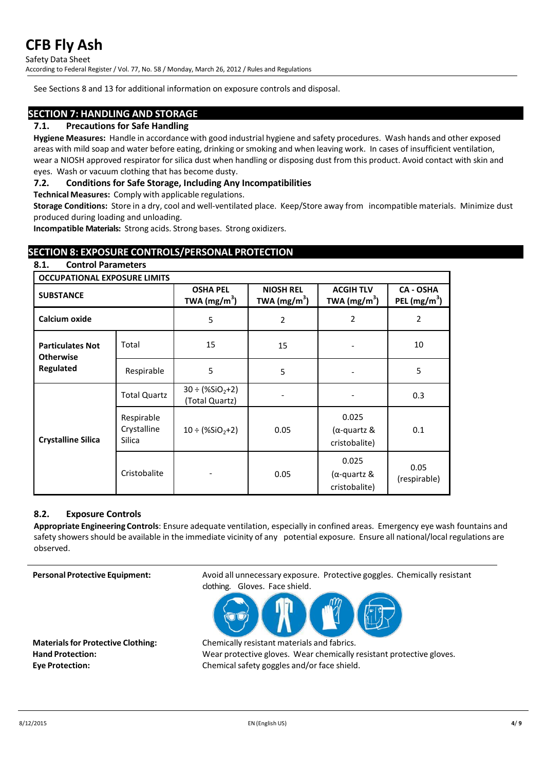See Sections 8 and 13 for additional information on exposure controls and disposal.

## SECTION 7: HANDLING AND STORAGE

### 7.1. Precautions for Safe Handling

**Hygiene Measures:** Handle in accordance with good industrial hygiene and safety procedures. Wash hands and other exposed areas with mild soap and water before eating, drinking or smoking and when leaving work. In cases of insufficient ventilation, wear a NIOSH approved respirator for silica dust when handling or disposing dust from this product. Avoid contact with skin and eyes. Wash or vacuum clothing that has become dusty.

### 7.2. Conditions for Safe Storage, Including Any Incompatibilities

**Technical Measures:** Comply with applicable regulations.

**Storage Conditions:** Store in a dry, cool and well-ventilated place. Keep/Store away from incompatible materials. Minimize dust produced during loading and unloading.

**Incompatible Materials:** Strong acids. Strong bases. Strong oxidizers.

## SECTION 8: EXPOSURE CONTROLS/PERSONAL PROTECTION

### 8.1. Control Parameters

| OCCUPATIONAL EXPOSURE LIMITS | | | | | |
|---|---|---|---|---|---|
| **SUBSTANCE** | | **OSHA PEL TWA ($mg/m^3$)** | **NIOSH REL TWA ($mg/m^3$)** | **ACGIH TLV TWA ($mg/m^3$)** | **CA - OSHA PEL ($mg/m^3$)** |
| **Calcium oxide** | | 5 | 2 | 2 | 2 |
| **Particulates Not Otherwise Regulated** | Total | 15 | 15 | - | 10 |
| | Respirable | 5 | 5 | - | 5 |
| **Crystalline Silica** | Total Quartz | $30 \div (\%SiO_2+2)$ (Total Quartz) | - | - | 0.3 |
| | Respirable Crystalline Silica | $10 \div (\%SiO_2+2)$ | 0.05 | 0.025 (α-quartz & cristobalite) | 0.1 |
| | Cristobalite | - | 0.05 | 0.025 (α-quartz & cristobalite) | 0.05 (respirable) |

### 8.2. Exposure Controls

**Appropriate Engineering Controls**: Ensure adequate ventilation, especially in confined areas. Emergency eye wash fountains and safety showers should be available in the immediate vicinity of any potential exposure. Ensure all national/local regulations are observed.

**Personal Protective Equipment:** Avoid all unnecessary exposure. Protective goggles. Chemically resistant clothing. Gloves. Face shield.

**Materials for Protective Clothing:** Chemically resistant materials and fabrics.

**Hand Protection:** Wear protective gloves. Wear chemically resistant protective gloves.

**Eye Protection:** Chemical safety goggles and/or face shield.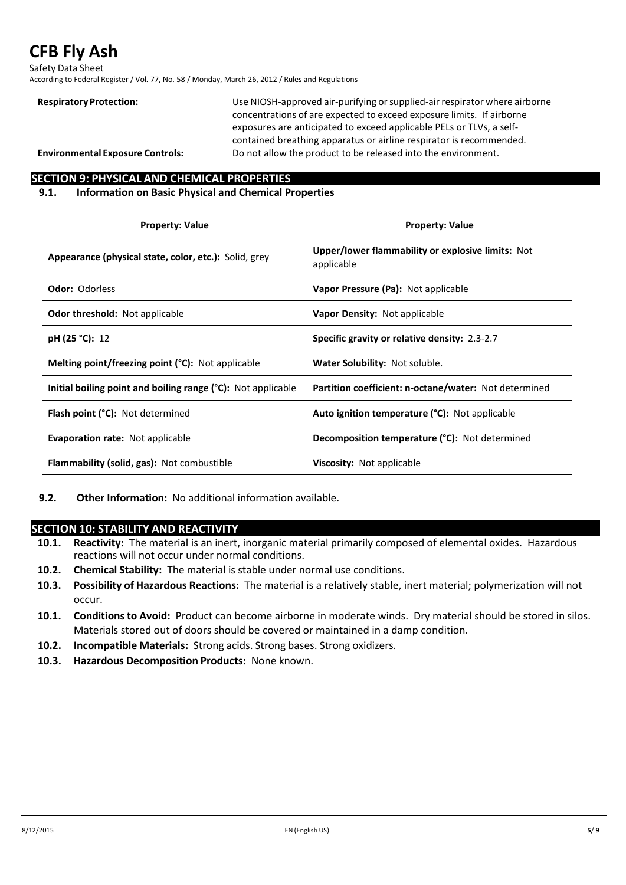**Respiratory Protection:** Use NIOSH-approved air-purifying or supplied-air respirator where airborne concentrations of are expected to exceed exposure limits. If airborne exposures are anticipated to exceed applicable PELs or TLVs, a self-contained breathing apparatus or airline respirator is recommended.

**Environmental Exposure Controls:** Do not allow the product to be released into the environment.

## SECTION 9: PHYSICAL AND CHEMICAL PROPERTIES

### 9.1. Information on Basic Physical and Chemical Properties

| Property: Value | Property: Value |
|---|---|
| **Appearance (physical state, color, etc.):** Solid, grey | **Upper/lower flammability or explosive limits:** Not applicable |
| **Odor:** Odorless | **Vapor Pressure (Pa):** Not applicable |
| **Odor threshold:** Not applicable | **Vapor Density:** Not applicable |
| **pH (25 °C):** 12 | **Specific gravity or relative density:** 2.3-2.7 |
| **Melting point/freezing point (°C):** Not applicable | **Water Solubility:** Not soluble. |
| **Initial boiling point and boiling range (°C):** Not applicable | **Partition coefficient: n-octane/water:** Not determined |
| **Flash point (°C):** Not determined | **Auto ignition temperature (°C):** Not applicable |
| **Evaporation rate:** Not applicable | **Decomposition temperature (°C):** Not determined |
| **Flammability (solid, gas):** Not combustible | **Viscosity:** Not applicable |

**9.2. Other Information:** No additional information available.

## SECTION 10: STABILITY AND REACTIVITY

**10.1. Reactivity:** The material is an inert, inorganic material primarily composed of elemental oxides. Hazardous reactions will not occur under normal conditions.

**10.2. Chemical Stability:** The material is stable under normal use conditions.

**10.3. Possibility of Hazardous Reactions:** The material is a relatively stable, inert material; polymerization will not occur.

**10.1. Conditions to Avoid:** Product can become airborne in moderate winds. Dry material should be stored in silos. Materials stored out of doors should be covered or maintained in a damp condition.

**10.2. Incompatible Materials:** Strong acids. Strong bases. Strong oxidizers.

**10.3. Hazardous Decomposition Products:** None known.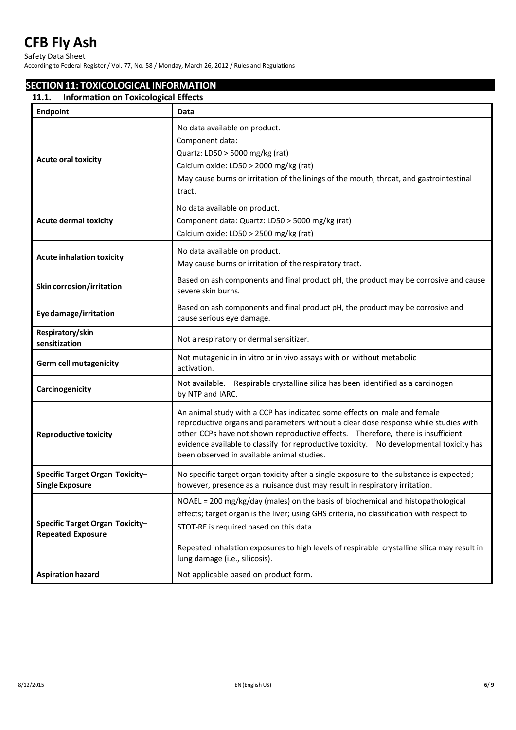## SECTION 11: TOXICOLOGICAL INFORMATION

### 11.1. Information on Toxicological Effects

| Endpoint | Data |
| --- | --- |
| **Acute oral toxicity** | No data available on product.<br>Component data:<br>Quartz: LD50 > 5000 mg/kg (rat)<br>Calcium oxide: LD50 > 2000 mg/kg (rat)<br>May cause burns or irritation of the linings of the mouth, throat, and gastrointestinal tract. |
| **Acute dermal toxicity** | No data available on product.<br>Component data: Quartz: LD50 > 5000 mg/kg (rat)<br>Calcium oxide: LD50 > 2500 mg/kg (rat) |
| **Acute inhalation toxicity** | No data available on product.<br>May cause burns or irritation of the respiratory tract. |
| **Skin corrosion/irritation** | Based on ash components and final product pH, the product may be corrosive and cause severe skin burns. |
| **Eye damage/irritation** | Based on ash components and final product pH, the product may be corrosive and cause serious eye damage. |
| **Respiratory/skin sensitization** | Not a respiratory or dermal sensitizer. |
| **Germ cell mutagenicity** | Not mutagenic in in vitro or in vivo assays with or without metabolic activation. |
| **Carcinogenicity** | Not available. Respirable crystalline silica has been identified as a carcinogen by NTP and IARC. |
| **Reproductive toxicity** | An animal study with a CCP has indicated some effects on male and female reproductive organs and parameters without a clear dose response while studies with other CCPs have not shown reproductive effects. Therefore, there is insufficient evidence available to classify for reproductive toxicity. No developmental toxicity has been observed in available animal studies. |
| **Specific Target Organ Toxicity–Single Exposure** | No specific target organ toxicity after a single exposure to the substance is expected; however, presence as a nuisance dust may result in respiratory irritation. |
| **Specific Target Organ Toxicity–Repeated Exposure** | NOAEL = 200 mg/kg/day (males) on the basis of biochemical and histopathological effects; target organ is the liver; using GHS criteria, no classification with respect to STOT-RE is required based on this data.<br><br>Repeated inhalation exposures to high levels of respirable crystalline silica may result in lung damage (i.e., silicosis). |
| **Aspiration hazard** | Not applicable based on product form. |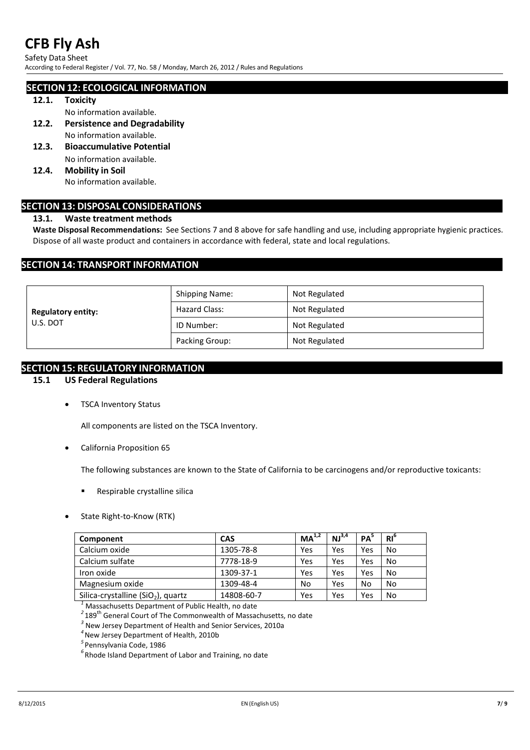## SECTION 12: ECOLOGICAL INFORMATION

### 12.1. Toxicity

No information available.

### 12.2. Persistence and Degradability

No information available.

### 12.3. Bioaccumulative Potential

No information available.

### 12.4. Mobility in Soil

No information available.

## SECTION 13: DISPOSAL CONSIDERATIONS

### 13.1. Waste treatment methods

**Waste Disposal Recommendations:** See Sections 7 and 8 above for safe handling and use, including appropriate hygienic practices. Dispose of all waste product and containers in accordance with federal, state and local regulations.

## SECTION 14: TRANSPORT INFORMATION

| | | |
|---|---|---|
| **Regulatory entity:** U.S. DOT | Shipping Name: | Not Regulated |
| | Hazard Class: | Not Regulated |
| | ID Number: | Not Regulated |
| | Packing Group: | Not Regulated |

## SECTION 15: REGULATORY INFORMATION

### 15.1 US Federal Regulations

- TSCA Inventory Status

  All components are listed on the TSCA Inventory.

- California Proposition 65

  The following substances are known to the State of California to be carcinogens and/or reproductive toxicants:

  - Respirable crystalline silica

- State Right-to-Know (RTK)

| Component | CAS | MA[1,2] | NJ[3,4] | PA[5] | RI[6] |
|---|---|---|---|---|---|
| Calcium oxide | 1305-78-8 | Yes | Yes | Yes | No |
| Calcium sulfate | 7778-18-9 | Yes | Yes | Yes | No |
| Iron oxide | 1309-37-1 | Yes | Yes | Yes | No |
| Magnesium oxide | 1309-48-4 | No | Yes | No | No |
| Silica-crystalline ($SiO_2$), quartz | 14808-60-7 | Yes | Yes | Yes | No |

[1] Massachusetts Department of Public Health, no date
[2] 189th General Court of The Commonwealth of Massachusetts, no date
[3] New Jersey Department of Health and Senior Services, 2010a
[4] New Jersey Department of Health, 2010b
[5] Pennsylvania Code, 1986
[6] Rhode Island Department of Labor and Training, no date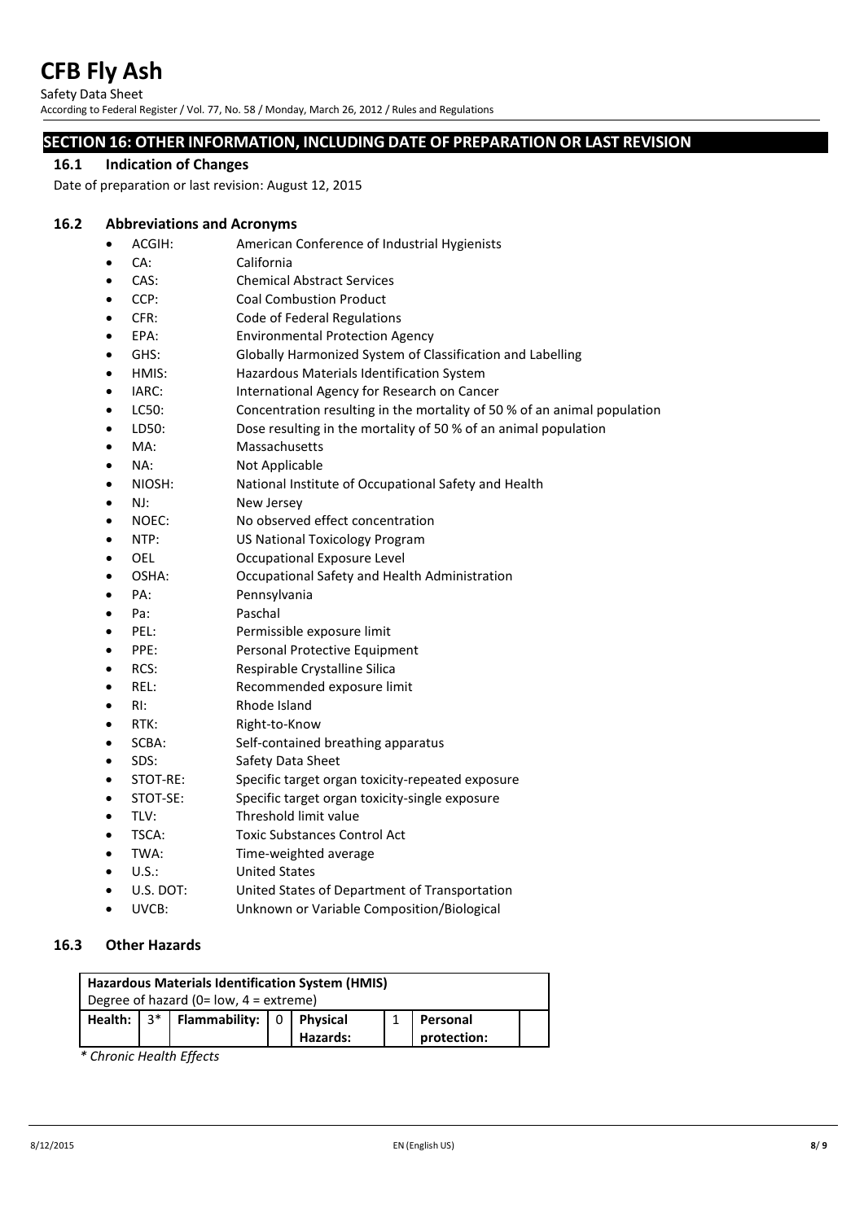## SECTION 16: OTHER INFORMATION, INCLUDING DATE OF PREPARATION OR LAST REVISION

### 16.1 Indication of Changes

Date of preparation or last revision: August 12, 2015

### 16.2 Abbreviations and Acronyms

- ACGIH: American Conference of Industrial Hygienists
- CA: California
- CAS: Chemical Abstract Services
- CCP: Coal Combustion Product
- CFR: Code of Federal Regulations
- EPA: Environmental Protection Agency
- GHS: Globally Harmonized System of Classification and Labelling
- HMIS: Hazardous Materials Identification System
- IARC: International Agency for Research on Cancer
- LC50: Concentration resulting in the mortality of 50 % of an animal population
- LD50: Dose resulting in the mortality of 50 % of an animal population
- MA: Massachusetts
- NA: Not Applicable
- NIOSH: National Institute of Occupational Safety and Health
- NJ: New Jersey
- NOEC: No observed effect concentration
- NTP: US National Toxicology Program
- OEL Occupational Exposure Level
- OSHA: Occupational Safety and Health Administration
- PA: Pennsylvania
- Pa: Paschal
- PEL: Permissible exposure limit
- PPE: Personal Protective Equipment
- RCS: Respirable Crystalline Silica
- REL: Recommended exposure limit
- RI: Rhode Island
- RTK: Right-to-Know
- SCBA: Self-contained breathing apparatus
- SDS: Safety Data Sheet
- STOT-RE: Specific target organ toxicity-repeated exposure
- STOT-SE: Specific target organ toxicity-single exposure
- TLV: Threshold limit value
- TSCA: Toxic Substances Control Act
- TWA: Time-weighted average
- U.S.: United States
- U.S. DOT: United States of Department of Transportation
- UVCB: Unknown or Variable Composition/Biological

### 16.3 Other Hazards

| Hazardous Materials Identification System (HMIS) Degree of hazard (0= low, 4 = extreme) | | | | | | | |
|---|---|---|---|---|---|---|---|
| **Health:** | 3* | **Flammability:** | 0 | **Physical Hazards:** | 1 | **Personal protection:** | |

*\* Chronic Health Effects*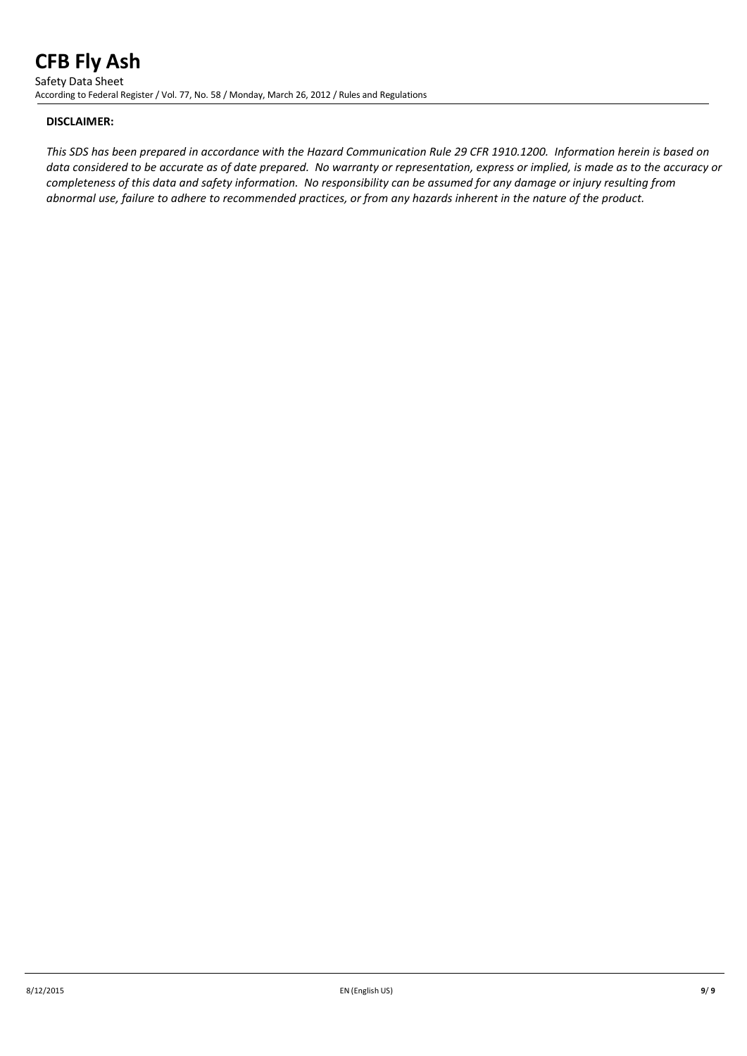**DISCLAIMER:**

*This SDS has been prepared in accordance with the Hazard Communication Rule 29 CFR 1910.1200. Information herein is based on data considered to be accurate as of date prepared. No warranty or representation, express or implied, is made as to the accuracy or completeness of this data and safety information. No responsibility can be assumed for any damage or injury resulting from abnormal use, failure to adhere to recommended practices, or from any hazards inherent in the nature of the product.*